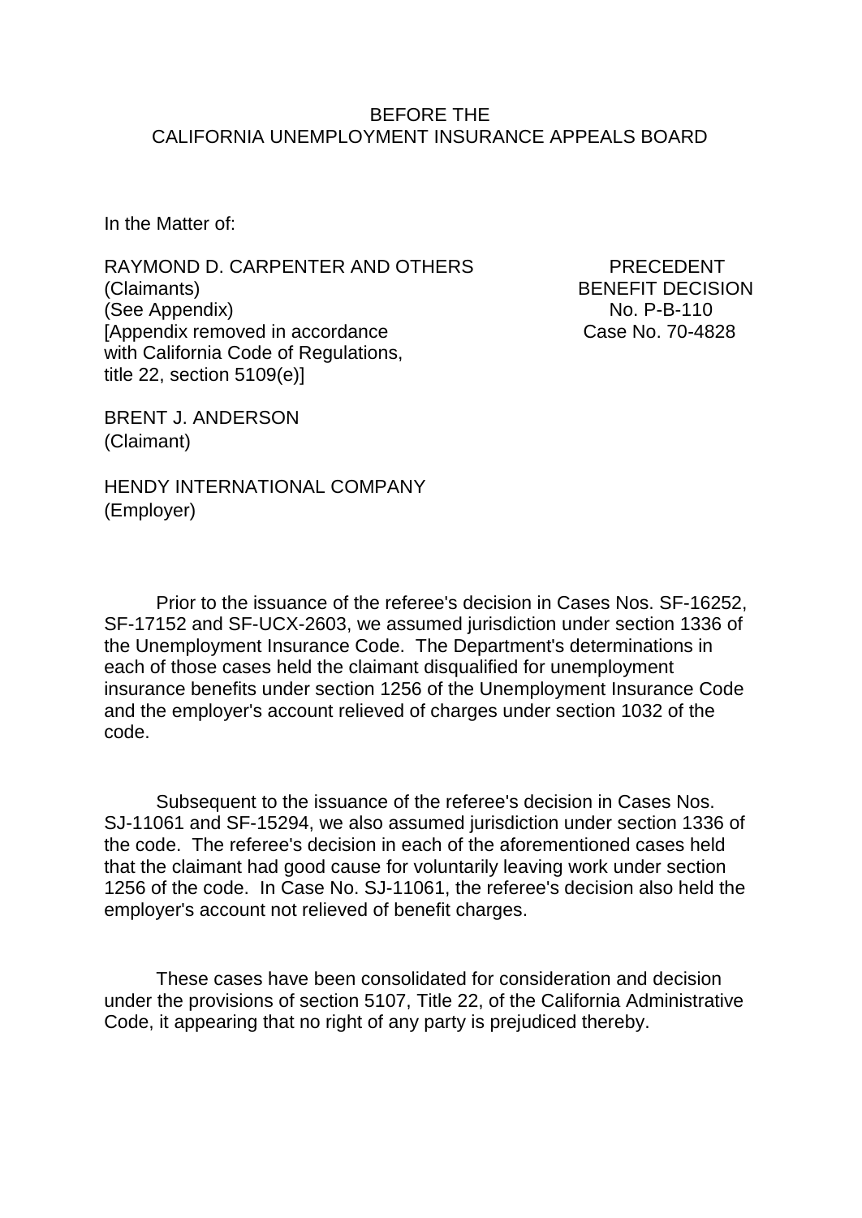BEFORE THE
CALIFORNIA UNEMPLOYMENT INSURANCE APPEALS BOARD

In the Matter of:

RAYMOND D. CARPENTER AND OTHERS
(Claimants)
(See Appendix)
[Appendix removed in accordance with California Code of Regulations, title 22, section 5109(e)]

PRECEDENT
BENEFIT DECISION
No. P-B-110
Case No. 70-4828

BRENT J. ANDERSON
(Claimant)

HENDY INTERNATIONAL COMPANY
(Employer)

Prior to the issuance of the referee's decision in Cases Nos. SF-16252, SF-17152 and SF-UCX-2603, we assumed jurisdiction under section 1336 of the Unemployment Insurance Code. The Department's determinations in each of those cases held the claimant disqualified for unemployment insurance benefits under section 1256 of the Unemployment Insurance Code and the employer's account relieved of charges under section 1032 of the code.

Subsequent to the issuance of the referee's decision in Cases Nos. SJ-11061 and SF-15294, we also assumed jurisdiction under section 1336 of the code. The referee's decision in each of the aforementioned cases held that the claimant had good cause for voluntarily leaving work under section 1256 of the code. In Case No. SJ-11061, the referee's decision also held the employer's account not relieved of benefit charges.

These cases have been consolidated for consideration and decision under the provisions of section 5107, Title 22, of the California Administrative Code, it appearing that no right of any party is prejudiced thereby.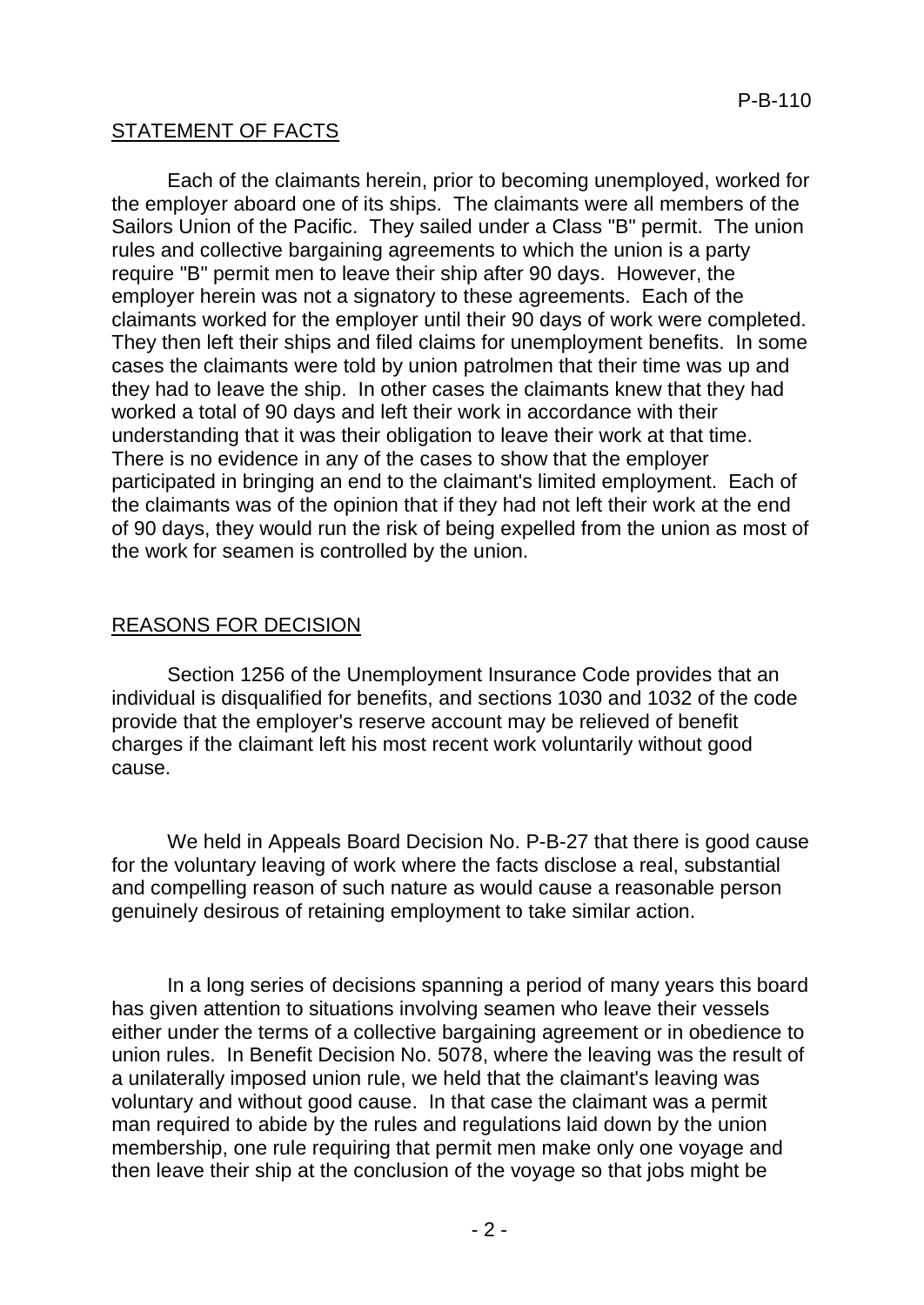## STATEMENT OF FACTS

Each of the claimants herein, prior to becoming unemployed, worked for the employer aboard one of its ships. The claimants were all members of the Sailors Union of the Pacific. They sailed under a Class "B" permit. The union rules and collective bargaining agreements to which the union is a party require "B" permit men to leave their ship after 90 days. However, the employer herein was not a signatory to these agreements. Each of the claimants worked for the employer until their 90 days of work were completed. They then left their ships and filed claims for unemployment benefits. In some cases the claimants were told by union patrolmen that their time was up and they had to leave the ship. In other cases the claimants knew that they had worked a total of 90 days and left their work in accordance with their understanding that it was their obligation to leave their work at that time. There is no evidence in any of the cases to show that the employer participated in bringing an end to the claimant's limited employment. Each of the claimants was of the opinion that if they had not left their work at the end of 90 days, they would run the risk of being expelled from the union as most of the work for seamen is controlled by the union.

## REASONS FOR DECISION

Section 1256 of the Unemployment Insurance Code provides that an individual is disqualified for benefits, and sections 1030 and 1032 of the code provide that the employer's reserve account may be relieved of benefit charges if the claimant left his most recent work voluntarily without good cause.

We held in Appeals Board Decision No. P-B-27 that there is good cause for the voluntary leaving of work where the facts disclose a real, substantial and compelling reason of such nature as would cause a reasonable person genuinely desirous of retaining employment to take similar action.

In a long series of decisions spanning a period of many years this board has given attention to situations involving seamen who leave their vessels either under the terms of a collective bargaining agreement or in obedience to union rules. In Benefit Decision No. 5078, where the leaving was the result of a unilaterally imposed union rule, we held that the claimant's leaving was voluntary and without good cause. In that case the claimant was a permit man required to abide by the rules and regulations laid down by the union membership, one rule requiring that permit men make only one voyage and then leave their ship at the conclusion of the voyage so that jobs might be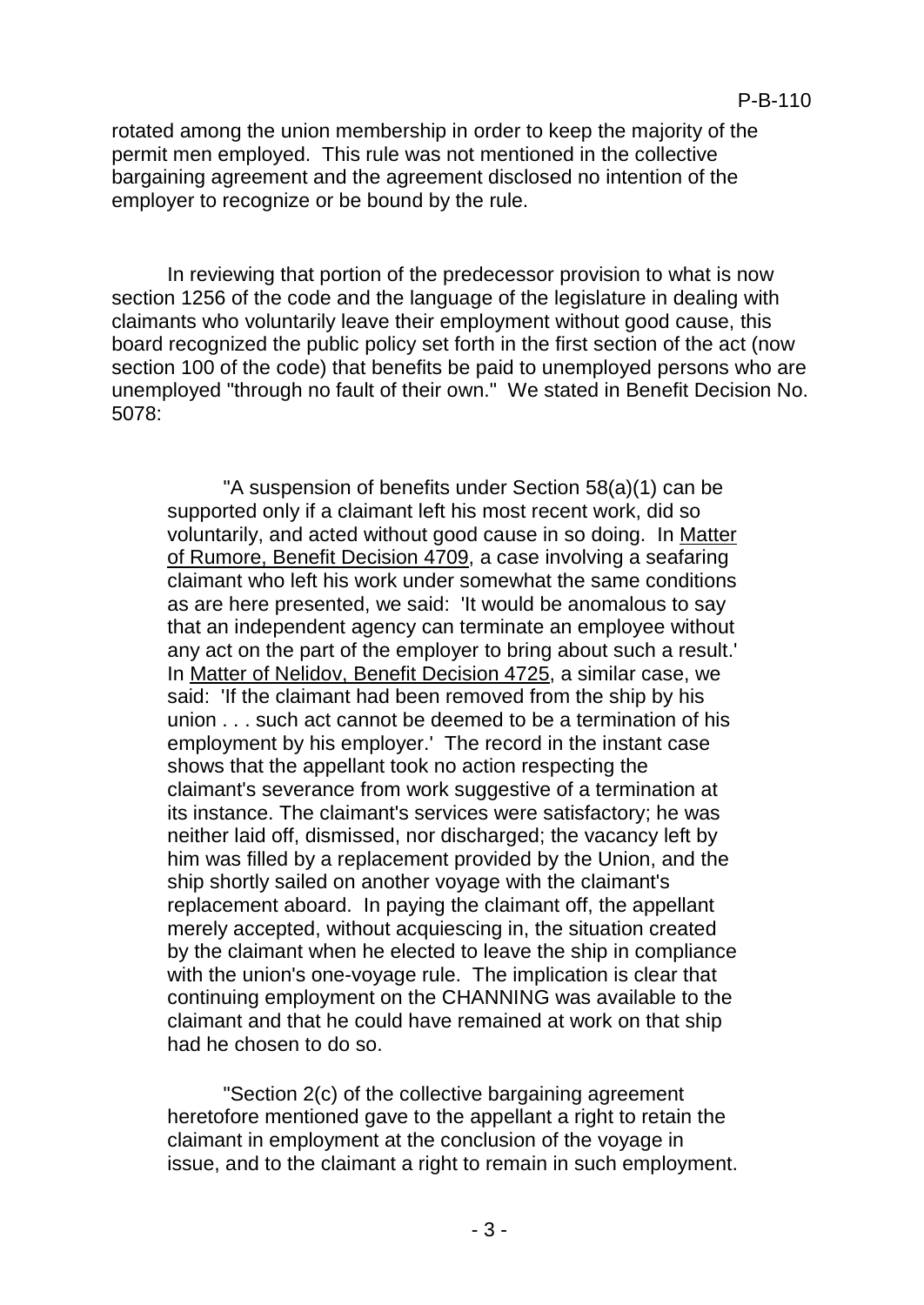rotated among the union membership in order to keep the majority of the permit men employed. This rule was not mentioned in the collective bargaining agreement and the agreement disclosed no intention of the employer to recognize or be bound by the rule.

In reviewing that portion of the predecessor provision to what is now section 1256 of the code and the language of the legislature in dealing with claimants who voluntarily leave their employment without good cause, this board recognized the public policy set forth in the first section of the act (now section 100 of the code) that benefits be paid to unemployed persons who are unemployed "through no fault of their own." We stated in Benefit Decision No. 5078:

> "A suspension of benefits under Section 58(a)(1) can be supported only if a claimant left his most recent work, did so voluntarily, and acted without good cause in so doing. In Matter of Rumore, Benefit Decision 4709, a case involving a seafaring claimant who left his work under somewhat the same conditions as are here presented, we said: 'It would be anomalous to say that an independent agency can terminate an employee without any act on the part of the employer to bring about such a result.' In Matter of Nelidov, Benefit Decision 4725, a similar case, we said: 'If the claimant had been removed from the ship by his union . . . such act cannot be deemed to be a termination of his employment by his employer.' The record in the instant case shows that the appellant took no action respecting the claimant's severance from work suggestive of a termination at its instance. The claimant's services were satisfactory; he was neither laid off, dismissed, nor discharged; the vacancy left by him was filled by a replacement provided by the Union, and the ship shortly sailed on another voyage with the claimant's replacement aboard. In paying the claimant off, the appellant merely accepted, without acquiescing in, the situation created by the claimant when he elected to leave the ship in compliance with the union's one-voyage rule. The implication is clear that continuing employment on the CHANNING was available to the claimant and that he could have remained at work on that ship had he chosen to do so.
>
> "Section 2(c) of the collective bargaining agreement heretofore mentioned gave to the appellant a right to retain the claimant in employment at the conclusion of the voyage in issue, and to the claimant a right to remain in such employment.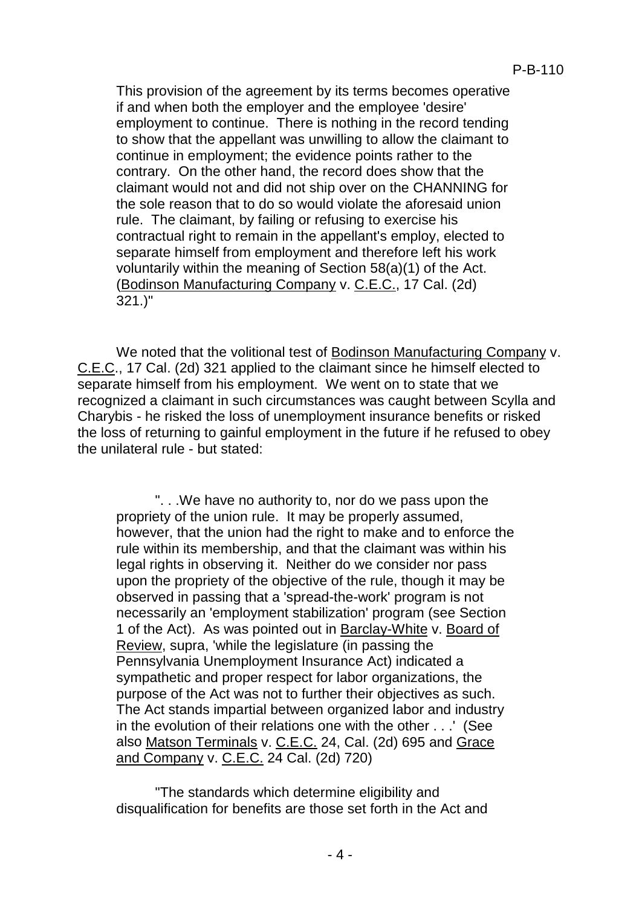This provision of the agreement by its terms becomes operative if and when both the employer and the employee 'desire' employment to continue. There is nothing in the record tending to show that the appellant was unwilling to allow the claimant to continue in employment; the evidence points rather to the contrary. On the other hand, the record does show that the claimant would not and did not ship over on the CHANNING for the sole reason that to do so would violate the aforesaid union rule. The claimant, by failing or refusing to exercise his contractual right to remain in the appellant's employ, elected to separate himself from employment and therefore left his work voluntarily within the meaning of Section 58(a)(1) of the Act. (Bodinson Manufacturing Company v. C.E.C., 17 Cal. (2d) 321.)"

We noted that the volitional test of Bodinson Manufacturing Company v. C.E.C., 17 Cal. (2d) 321 applied to the claimant since he himself elected to separate himself from his employment. We went on to state that we recognized a claimant in such circumstances was caught between Scylla and Charybis - he risked the loss of unemployment insurance benefits or risked the loss of returning to gainful employment in the future if he refused to obey the unilateral rule - but stated:

". . .We have no authority to, nor do we pass upon the propriety of the union rule. It may be properly assumed, however, that the union had the right to make and to enforce the rule within its membership, and that the claimant was within his legal rights in observing it. Neither do we consider nor pass upon the propriety of the objective of the rule, though it may be observed in passing that a 'spread-the-work' program is not necessarily an 'employment stabilization' program (see Section 1 of the Act). As was pointed out in Barclay-White v. Board of Review, supra, 'while the legislature (in passing the Pennsylvania Unemployment Insurance Act) indicated a sympathetic and proper respect for labor organizations, the purpose of the Act was not to further their objectives as such. The Act stands impartial between organized labor and industry in the evolution of their relations one with the other . . .' (See also Matson Terminals v. C.E.C. 24, Cal. (2d) 695 and Grace and Company v. C.E.C. 24 Cal. (2d) 720)

"The standards which determine eligibility and disqualification for benefits are those set forth in the Act and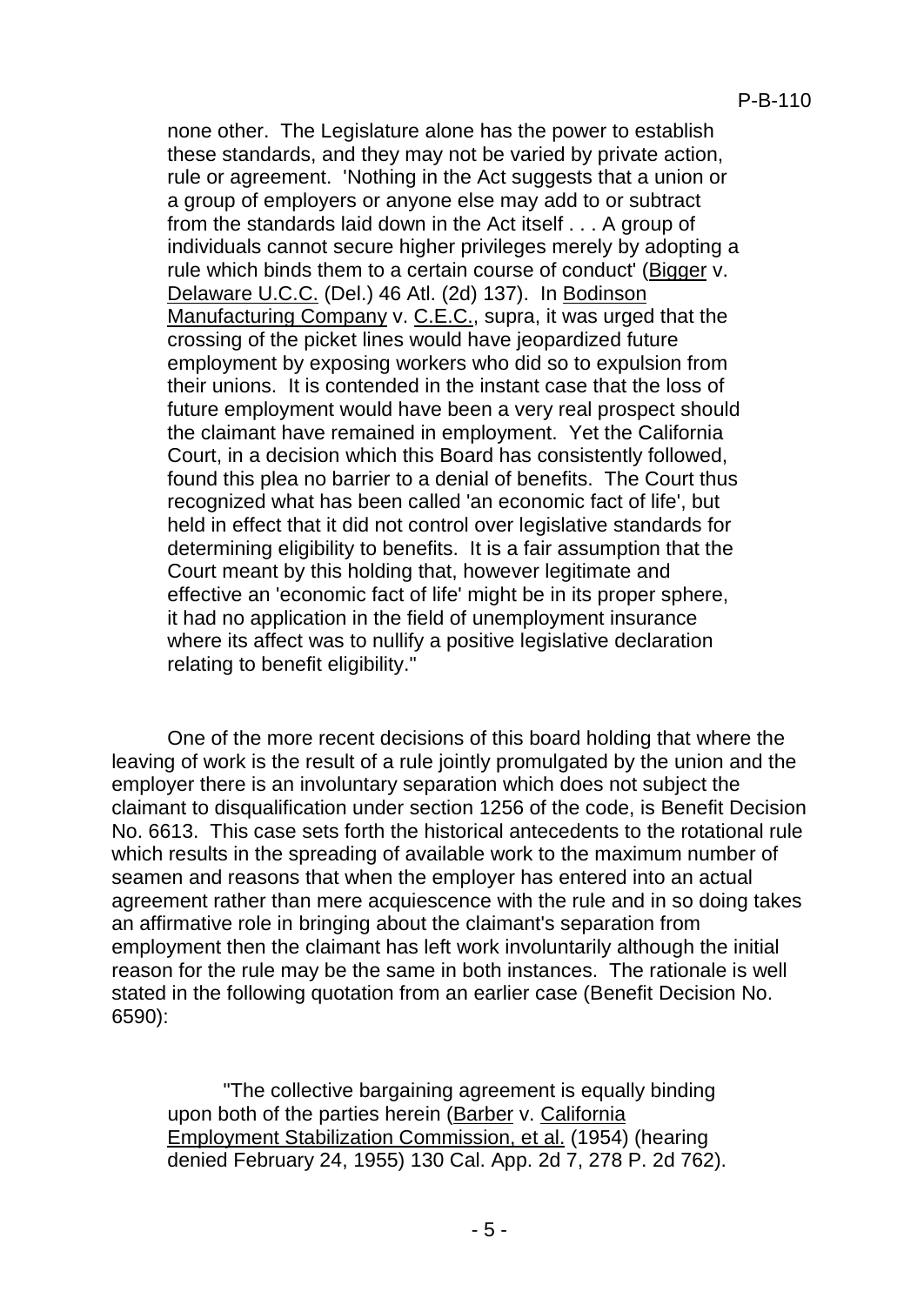none other. The Legislature alone has the power to establish these standards, and they may not be varied by private action, rule or agreement. 'Nothing in the Act suggests that a union or a group of employers or anyone else may add to or subtract from the standards laid down in the Act itself . . . A group of individuals cannot secure higher privileges merely by adopting a rule which binds them to a certain course of conduct' (Bigger v. Delaware U.C.C. (Del.) 46 Atl. (2d) 137). In Bodinson Manufacturing Company v. C.E.C., supra, it was urged that the crossing of the picket lines would have jeopardized future employment by exposing workers who did so to expulsion from their unions. It is contended in the instant case that the loss of future employment would have been a very real prospect should the claimant have remained in employment. Yet the California Court, in a decision which this Board has consistently followed, found this plea no barrier to a denial of benefits. The Court thus recognized what has been called 'an economic fact of life', but held in effect that it did not control over legislative standards for determining eligibility to benefits. It is a fair assumption that the Court meant by this holding that, however legitimate and effective an 'economic fact of life' might be in its proper sphere, it had no application in the field of unemployment insurance where its affect was to nullify a positive legislative declaration relating to benefit eligibility."

One of the more recent decisions of this board holding that where the leaving of work is the result of a rule jointly promulgated by the union and the employer there is an involuntary separation which does not subject the claimant to disqualification under section 1256 of the code, is Benefit Decision No. 6613. This case sets forth the historical antecedents to the rotational rule which results in the spreading of available work to the maximum number of seamen and reasons that when the employer has entered into an actual agreement rather than mere acquiescence with the rule and in so doing takes an affirmative role in bringing about the claimant's separation from employment then the claimant has left work involuntarily although the initial reason for the rule may be the same in both instances. The rationale is well stated in the following quotation from an earlier case (Benefit Decision No. 6590):

"The collective bargaining agreement is equally binding upon both of the parties herein (Barber v. California Employment Stabilization Commission, et al. (1954) (hearing denied February 24, 1955) 130 Cal. App. 2d 7, 278 P. 2d 762).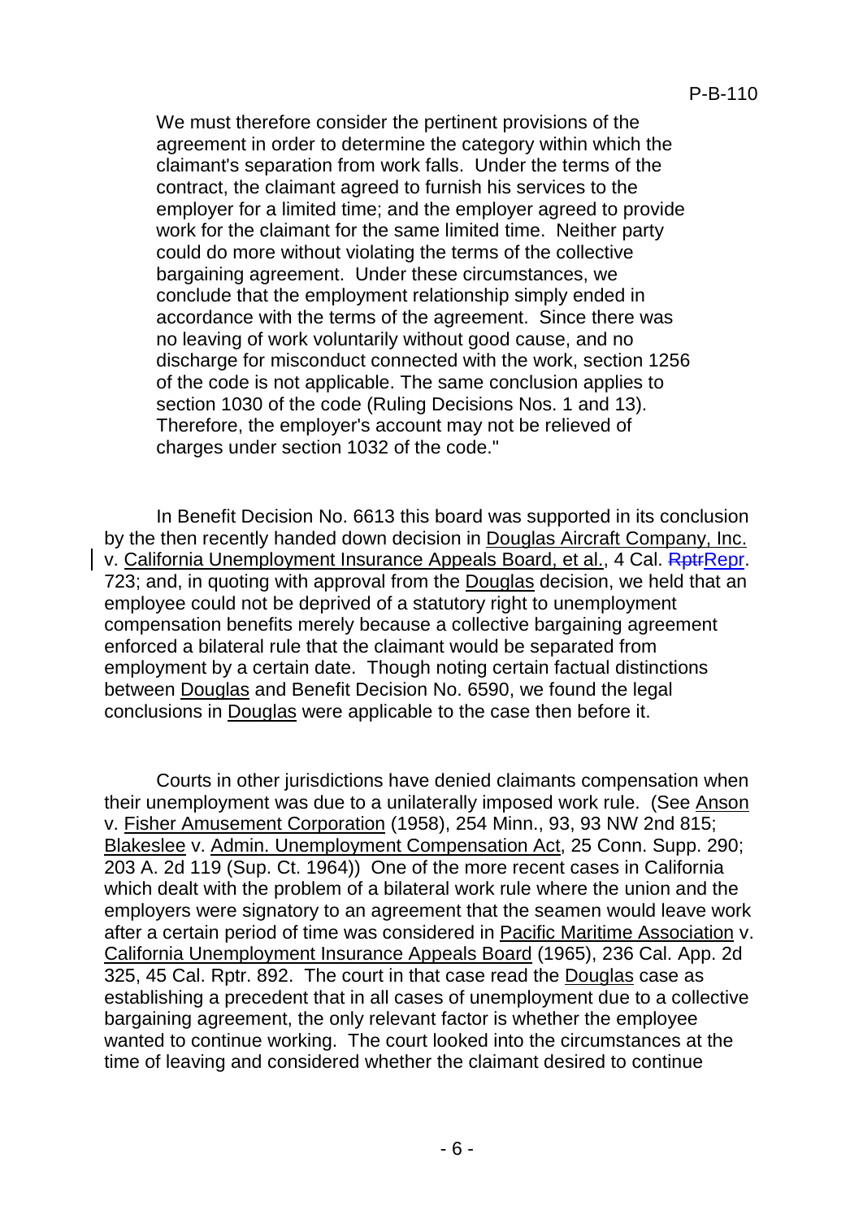We must therefore consider the pertinent provisions of the agreement in order to determine the category within which the claimant's separation from work falls. Under the terms of the contract, the claimant agreed to furnish his services to the employer for a limited time; and the employer agreed to provide work for the claimant for the same limited time. Neither party could do more without violating the terms of the collective bargaining agreement. Under these circumstances, we conclude that the employment relationship simply ended in accordance with the terms of the agreement. Since there was no leaving of work voluntarily without good cause, and no discharge for misconduct connected with the work, section 1256 of the code is not applicable. The same conclusion applies to section 1030 of the code (Ruling Decisions Nos. 1 and 13). Therefore, the employer's account may not be relieved of charges under section 1032 of the code."

In Benefit Decision No. 6613 this board was supported in its conclusion by the then recently handed down decision in Douglas Aircraft Company, Inc. v. California Unemployment Insurance Appeals Board, et al., 4 Cal. ~~Rptr~~Repr. 723; and, in quoting with approval from the Douglas decision, we held that an employee could not be deprived of a statutory right to unemployment compensation benefits merely because a collective bargaining agreement enforced a bilateral rule that the claimant would be separated from employment by a certain date. Though noting certain factual distinctions between Douglas and Benefit Decision No. 6590, we found the legal conclusions in Douglas were applicable to the case then before it.

Courts in other jurisdictions have denied claimants compensation when their unemployment was due to a unilaterally imposed work rule. (See Anson v. Fisher Amusement Corporation (1958), 254 Minn., 93, 93 NW 2nd 815; Blakeslee v. Admin. Unemployment Compensation Act, 25 Conn. Supp. 290; 203 A. 2d 119 (Sup. Ct. 1964)) One of the more recent cases in California which dealt with the problem of a bilateral work rule where the union and the employers were signatory to an agreement that the seamen would leave work after a certain period of time was considered in Pacific Maritime Association v. California Unemployment Insurance Appeals Board (1965), 236 Cal. App. 2d 325, 45 Cal. Rptr. 892. The court in that case read the Douglas case as establishing a precedent that in all cases of unemployment due to a collective bargaining agreement, the only relevant factor is whether the employee wanted to continue working. The court looked into the circumstances at the time of leaving and considered whether the claimant desired to continue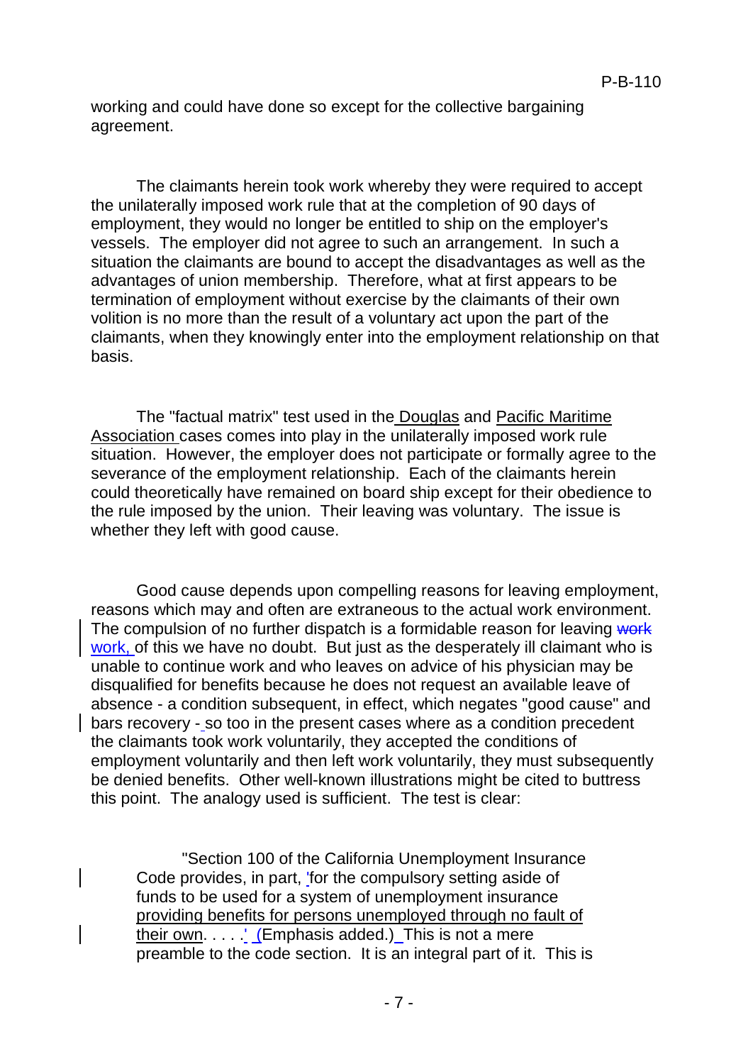working and could have done so except for the collective bargaining agreement.

The claimants herein took work whereby they were required to accept the unilaterally imposed work rule that at the completion of 90 days of employment, they would no longer be entitled to ship on the employer's vessels. The employer did not agree to such an arrangement. In such a situation the claimants are bound to accept the disadvantages as well as the advantages of union membership. Therefore, what at first appears to be termination of employment without exercise by the claimants of their own volition is no more than the result of a voluntary act upon the part of the claimants, when they knowingly enter into the employment relationship on that basis.

The "factual matrix" test used in the Douglas and Pacific Maritime Association cases comes into play in the unilaterally imposed work rule situation. However, the employer does not participate or formally agree to the severance of the employment relationship. Each of the claimants herein could theoretically have remained on board ship except for their obedience to the rule imposed by the union. Their leaving was voluntary. The issue is whether they left with good cause.

Good cause depends upon compelling reasons for leaving employment, reasons which may and often are extraneous to the actual work environment. The compulsion of no further dispatch is a formidable reason for leaving ~~work~~ work, of this we have no doubt. But just as the desperately ill claimant who is unable to continue work and who leaves on advice of his physician may be disqualified for benefits because he does not request an available leave of absence - a condition subsequent, in effect, which negates "good cause" and bars recovery - so too in the present cases where as a condition precedent the claimants took work voluntarily, they accepted the conditions of employment voluntarily and then left work voluntarily, they must subsequently be denied benefits. Other well-known illustrations might be cited to buttress this point. The analogy used is sufficient. The test is clear:

> "Section 100 of the California Unemployment Insurance Code provides, in part, 'for the compulsory setting aside of funds to be used for a system of unemployment insurance providing benefits for persons unemployed through no fault of their own. . . . .' (Emphasis added.) This is not a mere preamble to the code section. It is an integral part of it. This is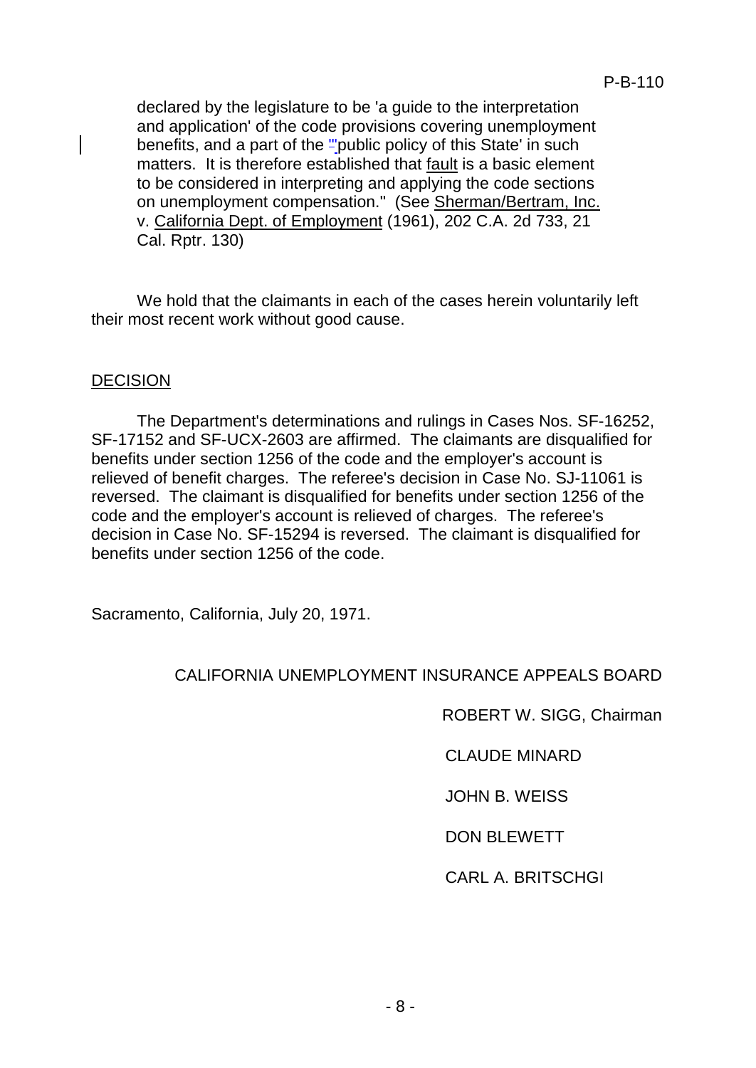declared by the legislature to be 'a guide to the interpretation and application' of the code provisions covering unemployment benefits, and a part of the '"public policy of this State' in such matters. It is therefore established that fault is a basic element to be considered in interpreting and applying the code sections on unemployment compensation." (See Sherman/Bertram, Inc. v. California Dept. of Employment (1961), 202 C.A. 2d 733, 21 Cal. Rptr. 130)

We hold that the claimants in each of the cases herein voluntarily left their most recent work without good cause.

## DECISION

The Department's determinations and rulings in Cases Nos. SF-16252, SF-17152 and SF-UCX-2603 are affirmed. The claimants are disqualified for benefits under section 1256 of the code and the employer's account is relieved of benefit charges. The referee's decision in Case No. SJ-11061 is reversed. The claimant is disqualified for benefits under section 1256 of the code and the employer's account is relieved of charges. The referee's decision in Case No. SF-15294 is reversed. The claimant is disqualified for benefits under section 1256 of the code.

Sacramento, California, July 20, 1971.

CALIFORNIA UNEMPLOYMENT INSURANCE APPEALS BOARD

ROBERT W. SIGG, Chairman

CLAUDE MINARD

JOHN B. WEISS

DON BLEWETT

CARL A. BRITSCHGI